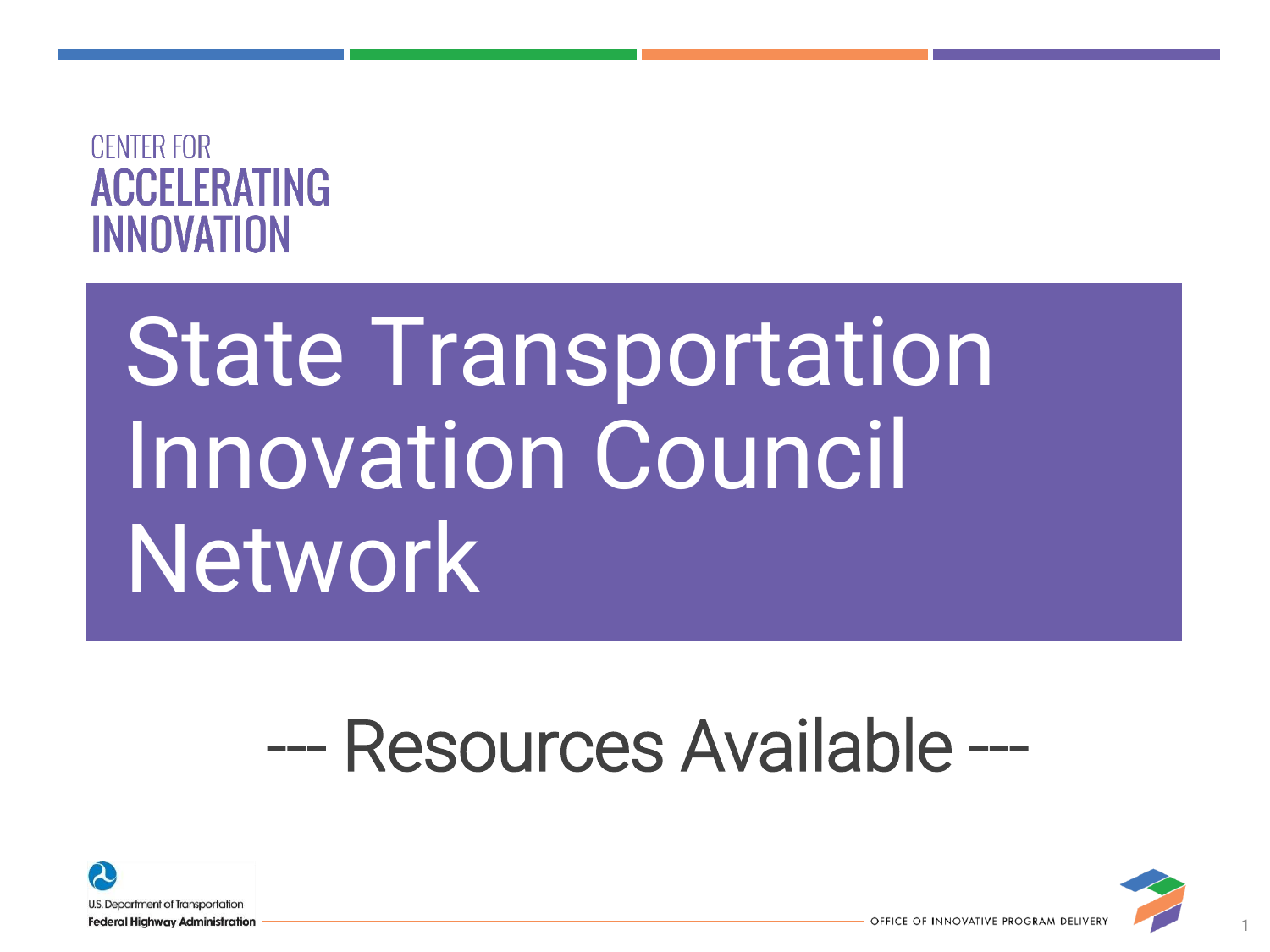CENTER FOR
ACCELERATING
INNOVATION

# State Transportation Innovation Council Network

## --- Resources Available ---

U.S. Department of Transportation
Federal Highway Administration

OFFICE OF INNOVATIVE PROGRAM DELIVERY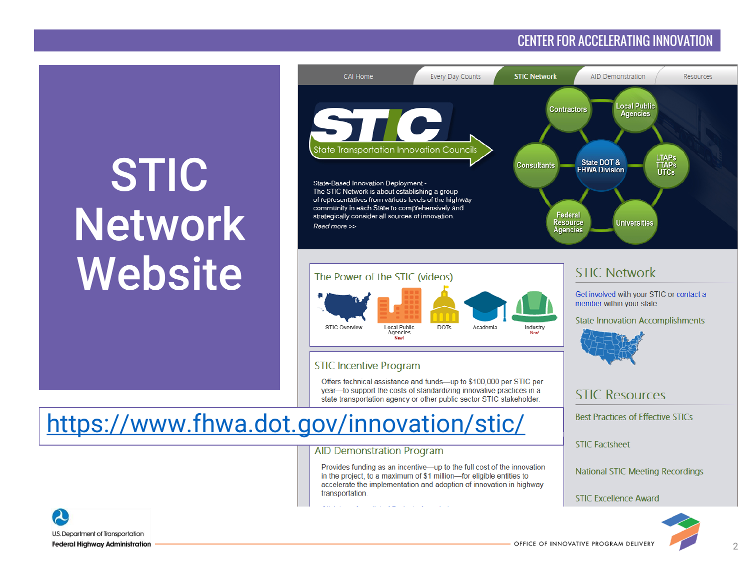# STIC Network Website

https://www.fhwa.dot.gov/innovation/stic/

CAI Home | Every Day Counts | STIC Network | AID Demonstration | Resources

**STIC**
State Transportation Innovation Councils

State-Based Innovation Deployment -
The STIC Network is about establishing a group of representatives from various levels of the highway community in each State to comprehensively and strategically consider all sources of innovation.
*Read more >>*

Contractors
Local Public Agencies
Consultants
State DOT & FHWA Division
LTAPs TTAPs UTCs
Federal Resource Agencies
Universities

## The Power of the STIC (videos)

STIC Overview | Local Public Agencies New! | DOTs | Academia | Industry New!

## STIC Incentive Program

Offers technical assistance and funds—up to $100,000 per STIC per year—to support the costs of standardizing innovative practices in a state transportation agency or other public sector STIC stakeholder.

## AID Demonstration Program

Provides funding as an incentive—up to the full cost of the innovation in the project, to a maximum of $1 million—for eligible entities to accelerate the implementation and adoption of innovation in highway transportation.

## STIC Network

Get involved with your STIC or contact a member within your state.

State Innovation Accomplishments

## STIC Resources

Best Practices of Effective STICs

STIC Factsheet

National STIC Meeting Recordings

STIC Excellence Award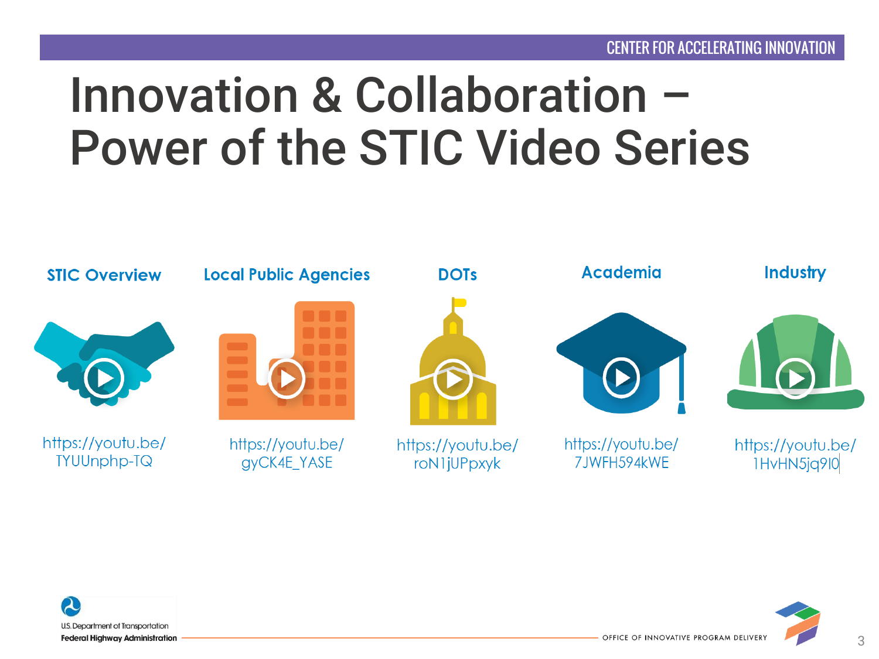# Innovation & Collaboration – Power of the STIC Video Series

**STIC Overview**
https://youtu.be/TYUUnphp-TQ

**Local Public Agencies**
https://youtu.be/gyCK4E_YASE

**DOTs**
https://youtu.be/roN1jUPpxyk

**Academia**
https://youtu.be/7JWFH594kWE

**Industry**
https://youtu.be/1HvHN5jq9I0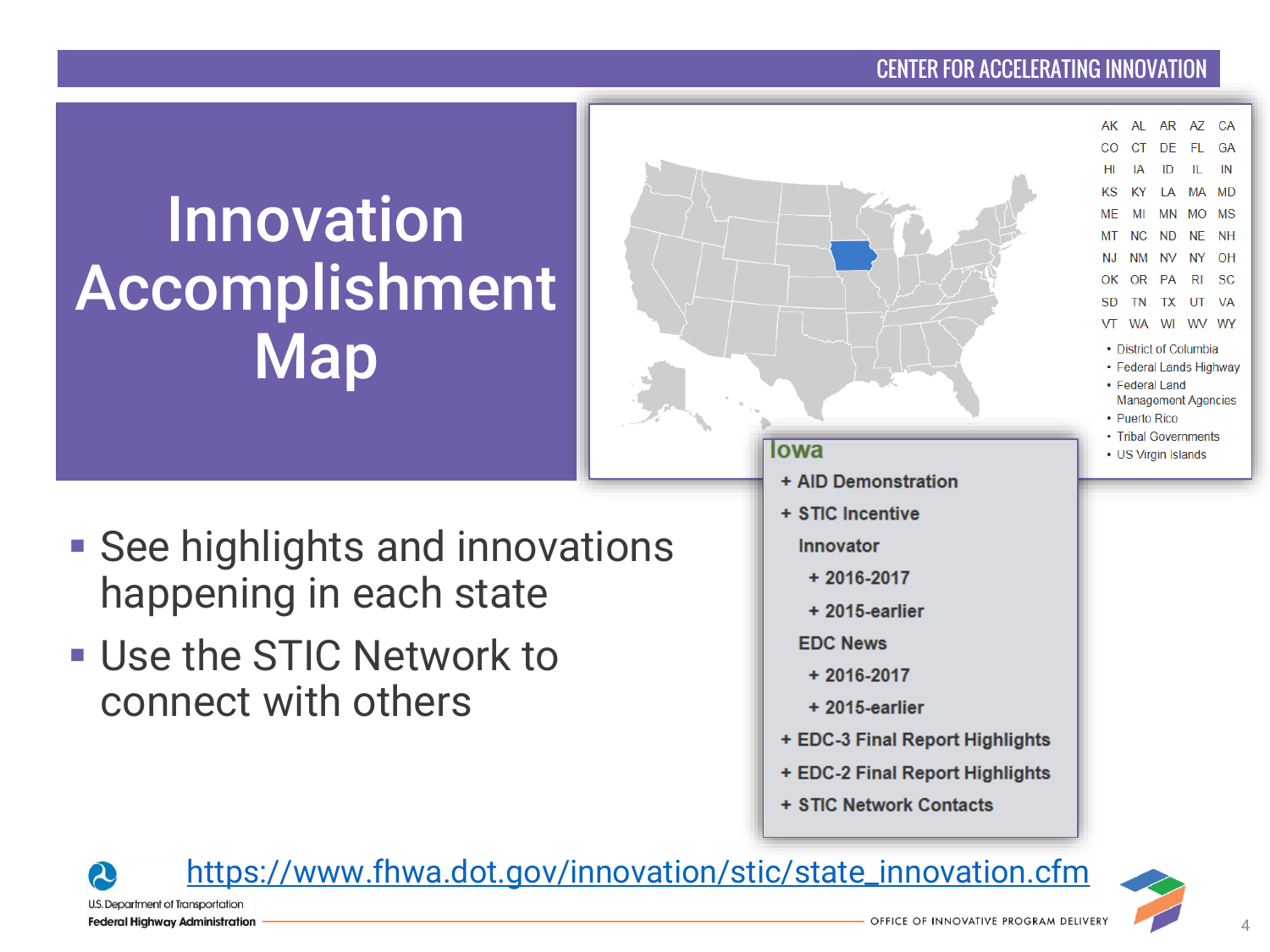# Innovation Accomplishment Map

- See highlights and innovations happening in each state
- Use the STIC Network to connect with others

AK AL AR AZ CA
CO CT DE FL GA
HI IA ID IL IN
KS KY LA MA MD
ME MI MN MO MS
MT NC ND NE NH
NJ NM NV NY OH
OK OR PA RI SC
SD TN TX UT VA
VT WA WI WV WY

- District of Columbia
- Federal Lands Highway
- Federal Land Management Agencies
- Puerto Rico
- Tribal Governments
- US Virgin Islands

**Iowa**

- + AID Demonstration
- + STIC Incentive
- Innovator
  - + 2016-2017
  - + 2015-earlier
- EDC News
  - + 2016-2017
  - + 2015-earlier
- + EDC-3 Final Report Highlights
- + EDC-2 Final Report Highlights
- + STIC Network Contacts

https://www.fhwa.dot.gov/innovation/stic/state_innovation.cfm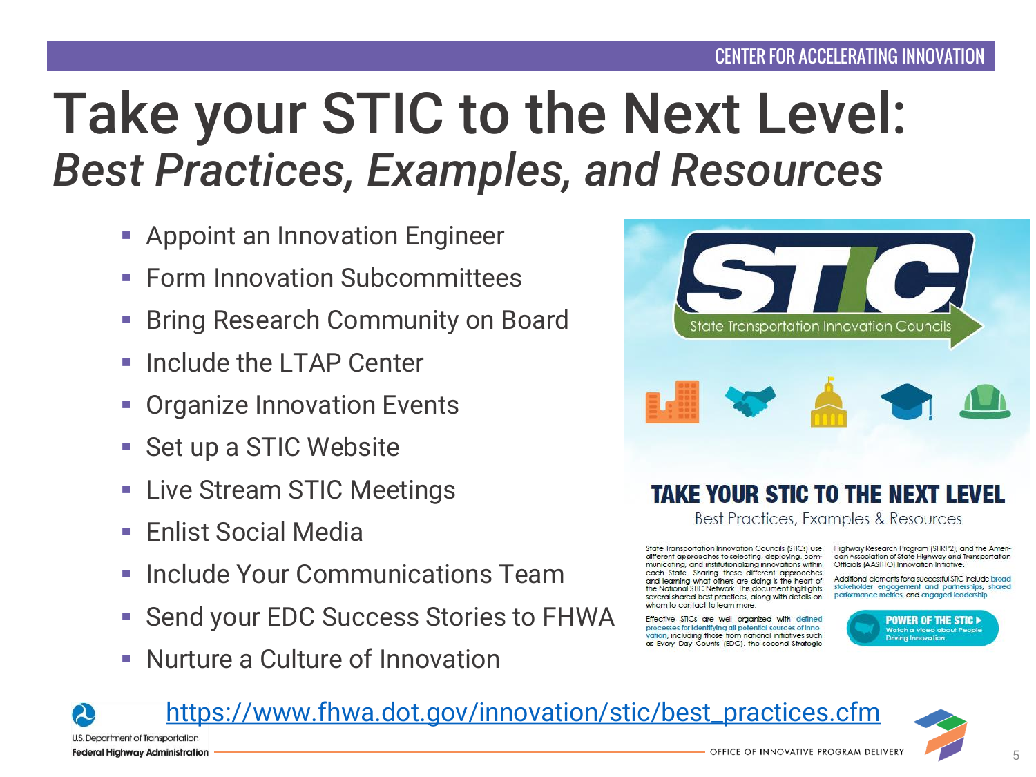# Take your STIC to the Next Level:
## *Best Practices, Examples, and Resources*

- Appoint an Innovation Engineer
- Form Innovation Subcommittees
- Bring Research Community on Board
- Include the LTAP Center
- Organize Innovation Events
- Set up a STIC Website
- Live Stream STIC Meetings
- Enlist Social Media
- Include Your Communications Team
- Send your EDC Success Stories to FHWA
- Nurture a Culture of Innovation

**STIC** State Transportation Innovation Councils

**TAKE YOUR STIC TO THE NEXT LEVEL**

Best Practices, Examples & Resources

State Transportation Innovation Councils (STICs) use different approaches to selecting, deploying, communicating, and institutionalizing innovations within each State. Sharing these different approaches and learning what others are doing is the heart of the National STIC Network. This document highlights several shared best practices, along with details on whom to contact to learn more.

Effective STICs are well organized with defined processes for identifying all potential sources of innovation, including those from national initiatives such as Every Day Counts (EDC), the second Strategic Highway Research Program (SHRP2), and the American Association of State Highway and Transportation Officials (AASHTO) Innovation Initiative.

Additional elements for a successful STIC include broad stakeholder engagement and partnerships, shared performance metrics, and engaged leadership.

POWER OF THE STIC ▸ Watch a video about People Driving Innovation.

https://www.fhwa.dot.gov/innovation/stic/best_practices.cfm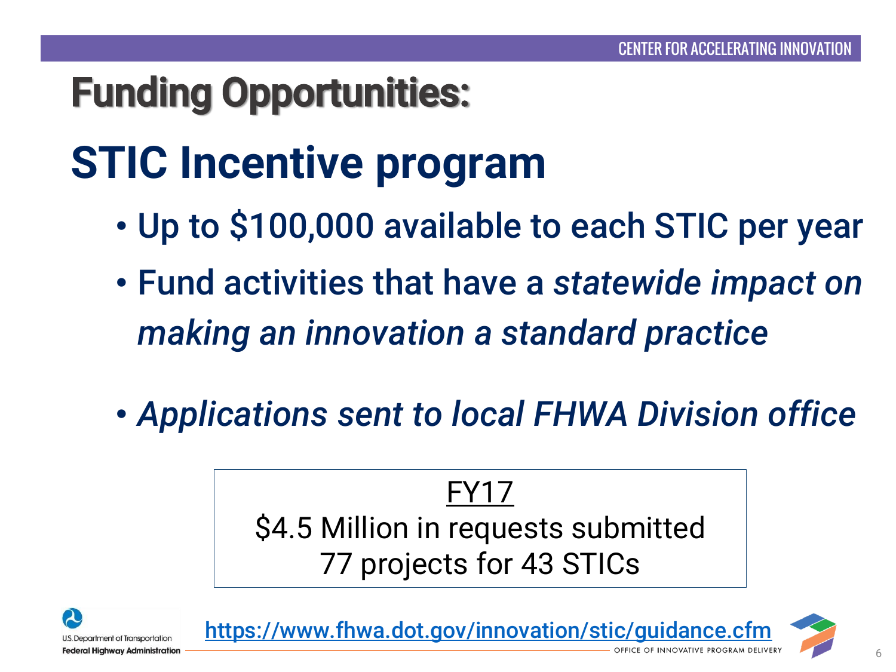# Funding Opportunities:

## STIC Incentive program

- Up to $100,000 available to each STIC per year
- Fund activities that have a *statewide impact on making an innovation a standard practice*
- *Applications sent to local FHWA Division office*

FY17
$4.5 Million in requests submitted
77 projects for 43 STICs

https://www.fhwa.dot.gov/innovation/stic/guidance.cfm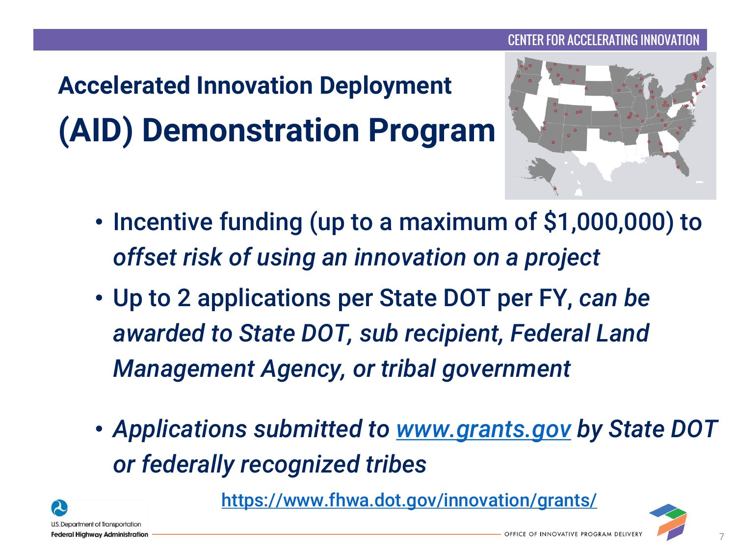# Accelerated Innovation Deployment (AID) Demonstration Program

- Incentive funding (up to a maximum of $1,000,000) to *offset risk of using an innovation on a project*
- Up to 2 applications per State DOT per FY, *can be awarded to State DOT, sub recipient, Federal Land Management Agency, or tribal government*
- *Applications submitted to [www.grants.gov](http://www.grants.gov) by State DOT or federally recognized tribes*

https://www.fhwa.dot.gov/innovation/grants/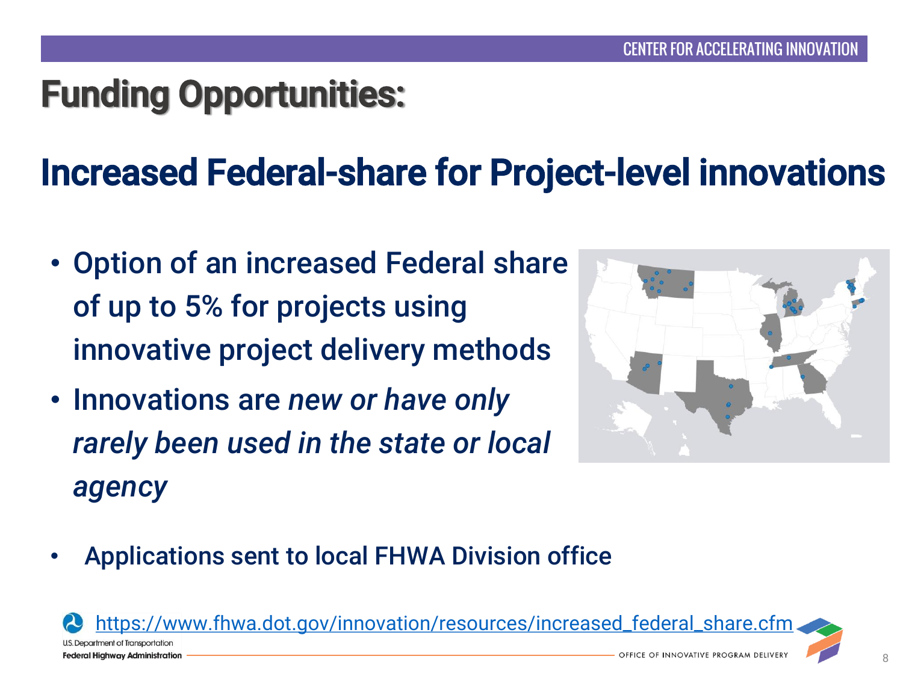# Funding Opportunities:

## Increased Federal-share for Project-level innovations

- Option of an increased Federal share of up to 5% for projects using innovative project delivery methods
- Innovations are *new or have only rarely been used in the state or local agency*

- Applications sent to local FHWA Division office

https://www.fhwa.dot.gov/innovation/resources/increased_federal_share.cfm